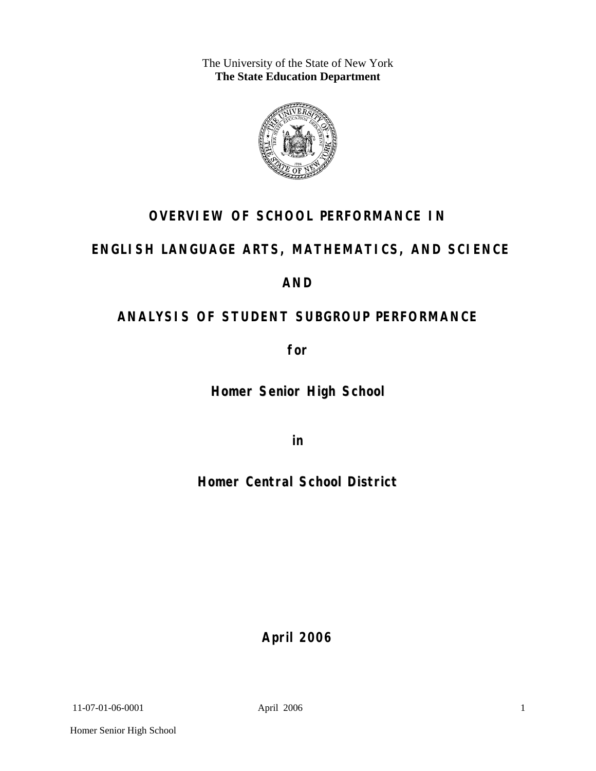The University of the State of New York
**The State Education Department**

# OVERVIEW OF SCHOOL PERFORMANCE IN

# ENGLISH LANGUAGE ARTS, MATHEMATICS, AND SCIENCE

# AND

# ANALYSIS OF STUDENT SUBGROUP PERFORMANCE

**for**

## Homer Senior High School

**in**

## Homer Central School District

**April 2006**

11-07-01-06-0001

Homer Senior High School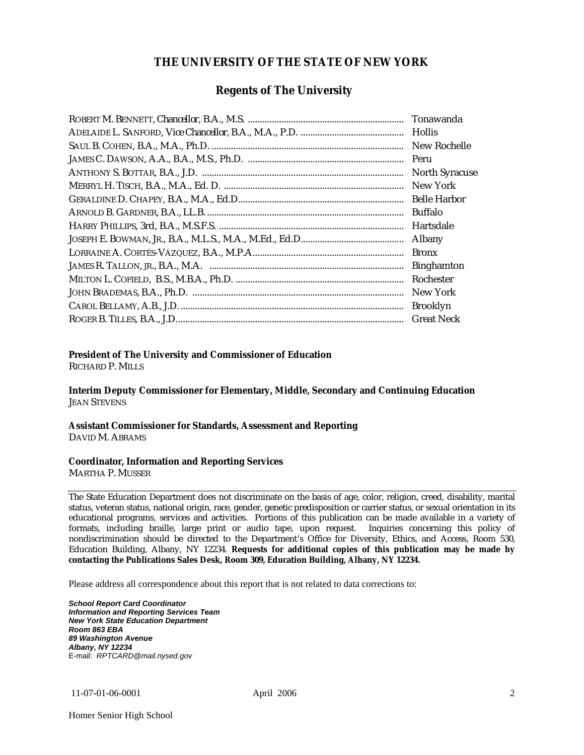## THE UNIVERSITY OF THE STATE OF NEW YORK

### Regents of The University

| | |
|---|---|
| ROBERT M. BENNETT, *Chancellor*, B.A., M.S. | Tonawanda |
| ADELAIDE L. SANFORD, *Vice Chancellor*, B.A., M.A., P.D. | Hollis |
| SAUL B. COHEN, B.A., M.A., Ph.D. | New Rochelle |
| JAMES C. DAWSON, A.A., B.A., M.S., Ph.D. | Peru |
| ANTHONY S. BOTTAR, B.A., J.D. | North Syracuse |
| MERRYL H. TISCH, B.A., M.A., Ed. D. | New York |
| GERALDINE D. CHAPEY, B.A., M.A., Ed.D. | Belle Harbor |
| ARNOLD B. GARDNER, B.A., LL.B. | Buffalo |
| HARRY PHILLIPS, 3rd, B.A., M.S.F.S. | Hartsdale |
| JOSEPH E. BOWMAN, JR., B.A., M.L.S., M.A., M.Ed., Ed.D. | Albany |
| LORRAINE A. CORTÉS-VÁZQUEZ, B.A., M.P.A. | Bronx |
| JAMES R. TALLON, JR., B.A., M.A. | Binghamton |
| MILTON L. COFIELD, B.S., M.B.A., Ph.D. | Rochester |
| JOHN BRADEMAS, B.A., Ph.D. | New York |
| CAROL BELLAMY, A.B., J.D. | Brooklyn |
| ROGER B. TILLES, B.A., J.D. | Great Neck |

**President of The University and Commissioner of Education**
RICHARD P. MILLS

**Interim Deputy Commissioner for Elementary, Middle, Secondary and Continuing Education**
JEAN STEVENS

**Assistant Commissioner for Standards, Assessment and Reporting**
DAVID M. ABRAMS

**Coordinator, Information and Reporting Services**
MARTHA P. MUSSER

---

The State Education Department does not discriminate on the basis of age, color, religion, creed, disability, marital status, veteran status, national origin, race, gender, genetic predisposition or carrier status, or sexual orientation in its educational programs, services and activities. Portions of this publication can be made available in a variety of formats, including braille, large print or audio tape, upon request. Inquiries concerning this policy of nondiscrimination should be directed to the Department's Office for Diversity, Ethics, and Access, Room 530, Education Building, Albany, NY 12234. **Requests for additional copies of this publication may be made by contacting the Publications Sales Desk, Room 309, Education Building, Albany, NY 12234.**

Please address all correspondence about this report that is not related to data corrections to:

***School Report Card Coordinator***
***Information and Reporting Services Team***
***New York State Education Department***
***Room 863 EBA***
***89 Washington Avenue***
***Albany, NY 12234***
E-mail: *RPTCARD@mail.nysed.gov*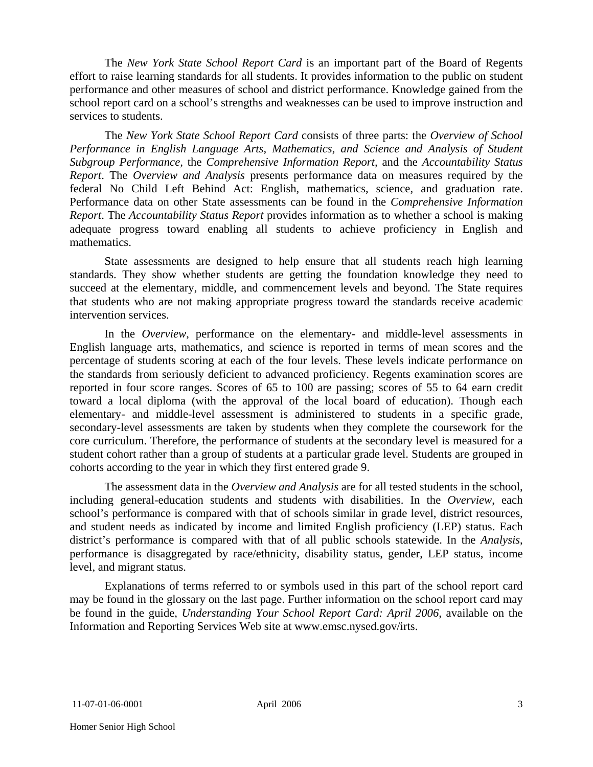The *New York State School Report Card* is an important part of the Board of Regents effort to raise learning standards for all students. It provides information to the public on student performance and other measures of school and district performance. Knowledge gained from the school report card on a school's strengths and weaknesses can be used to improve instruction and services to students.

The *New York State School Report Card* consists of three parts: the *Overview of School Performance in English Language Arts, Mathematics, and Science and Analysis of Student Subgroup Performance,* the *Comprehensive Information Report,* and the *Accountability Status Report*. The *Overview and Analysis* presents performance data on measures required by the federal No Child Left Behind Act: English, mathematics, science, and graduation rate. Performance data on other State assessments can be found in the *Comprehensive Information Report*. The *Accountability Status Report* provides information as to whether a school is making adequate progress toward enabling all students to achieve proficiency in English and mathematics.

State assessments are designed to help ensure that all students reach high learning standards. They show whether students are getting the foundation knowledge they need to succeed at the elementary, middle, and commencement levels and beyond. The State requires that students who are not making appropriate progress toward the standards receive academic intervention services.

In the *Overview*, performance on the elementary- and middle-level assessments in English language arts, mathematics, and science is reported in terms of mean scores and the percentage of students scoring at each of the four levels. These levels indicate performance on the standards from seriously deficient to advanced proficiency. Regents examination scores are reported in four score ranges. Scores of 65 to 100 are passing; scores of 55 to 64 earn credit toward a local diploma (with the approval of the local board of education). Though each elementary- and middle-level assessment is administered to students in a specific grade, secondary-level assessments are taken by students when they complete the coursework for the core curriculum. Therefore, the performance of students at the secondary level is measured for a student cohort rather than a group of students at a particular grade level. Students are grouped in cohorts according to the year in which they first entered grade 9.

The assessment data in the *Overview and Analysis* are for all tested students in the school, including general-education students and students with disabilities. In the *Overview*, each school's performance is compared with that of schools similar in grade level, district resources, and student needs as indicated by income and limited English proficiency (LEP) status. Each district's performance is compared with that of all public schools statewide. In the *Analysis*, performance is disaggregated by race/ethnicity, disability status, gender, LEP status, income level, and migrant status.

Explanations of terms referred to or symbols used in this part of the school report card may be found in the glossary on the last page. Further information on the school report card may be found in the guide, *Understanding Your School Report Card: April 2006*, available on the Information and Reporting Services Web site at www.emsc.nysed.gov/irts.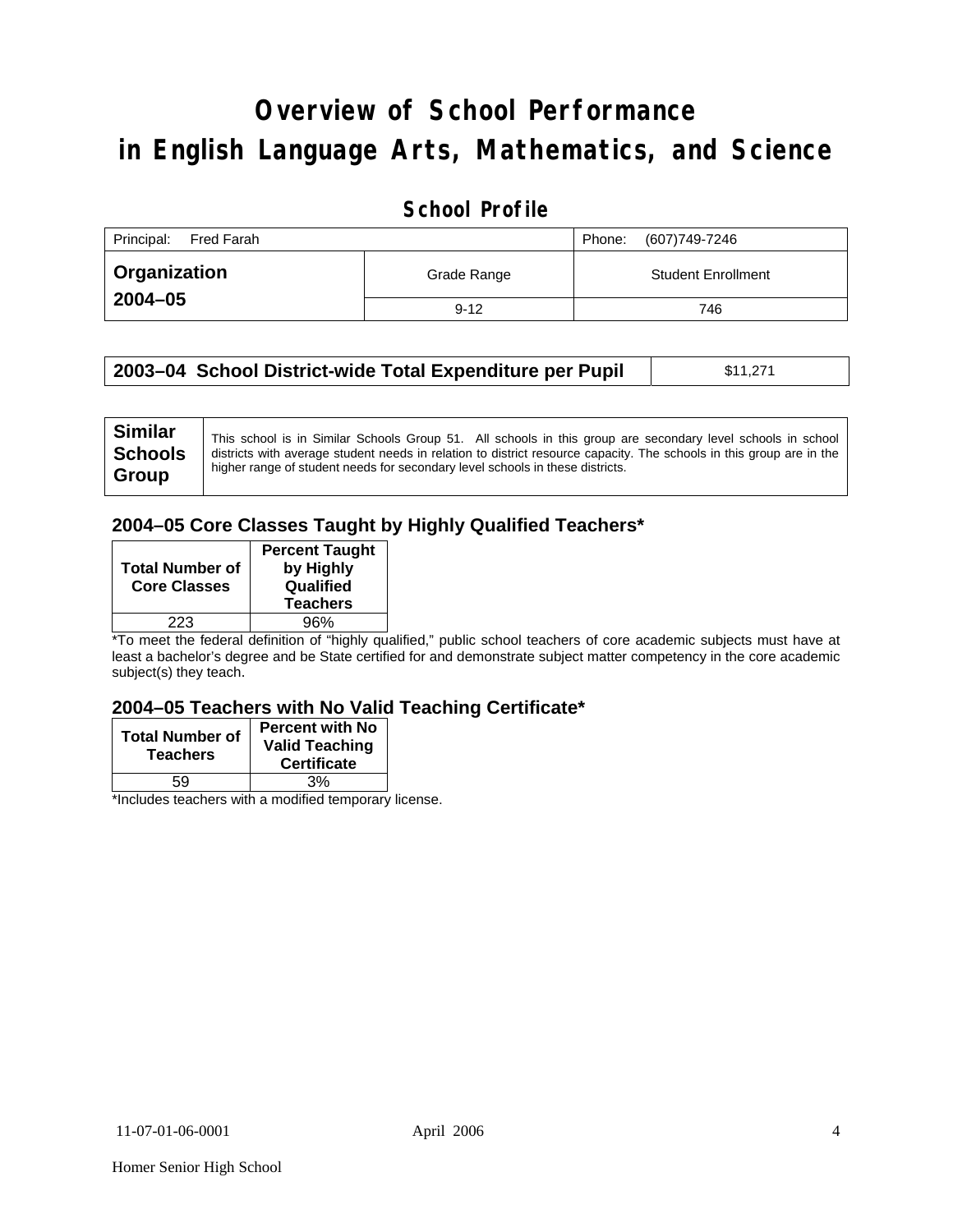# Overview of School Performance in English Language Arts, Mathematics, and Science

## School Profile

| Principal: Fred Farah | | Phone: (607)749-7246 |
|---|---|---|
| **Organization 2004–05** | Grade Range | Student Enrollment |
| | 9-12 | 746 |

| **2003–04 School District-wide Total Expenditure per Pupil** | $11,271 |
|---|---|

| **Similar Schools Group** | This school is in Similar Schools Group 51. All schools in this group are secondary level schools in school districts with average student needs in relation to district resource capacity. The schools in this group are in the higher range of student needs for secondary level schools in these districts. |
|---|---|

### 2004–05 Core Classes Taught by Highly Qualified Teachers*

| Total Number of Core Classes | Percent Taught by Highly Qualified Teachers |
|---|---|
| 223 | 96% |

*To meet the federal definition of "highly qualified," public school teachers of core academic subjects must have at least a bachelor's degree and be State certified for and demonstrate subject matter competency in the core academic subject(s) they teach.

### 2004–05 Teachers with No Valid Teaching Certificate*

| Total Number of Teachers | Percent with No Valid Teaching Certificate |
|---|---|
| 59 | 3% |

*Includes teachers with a modified temporary license.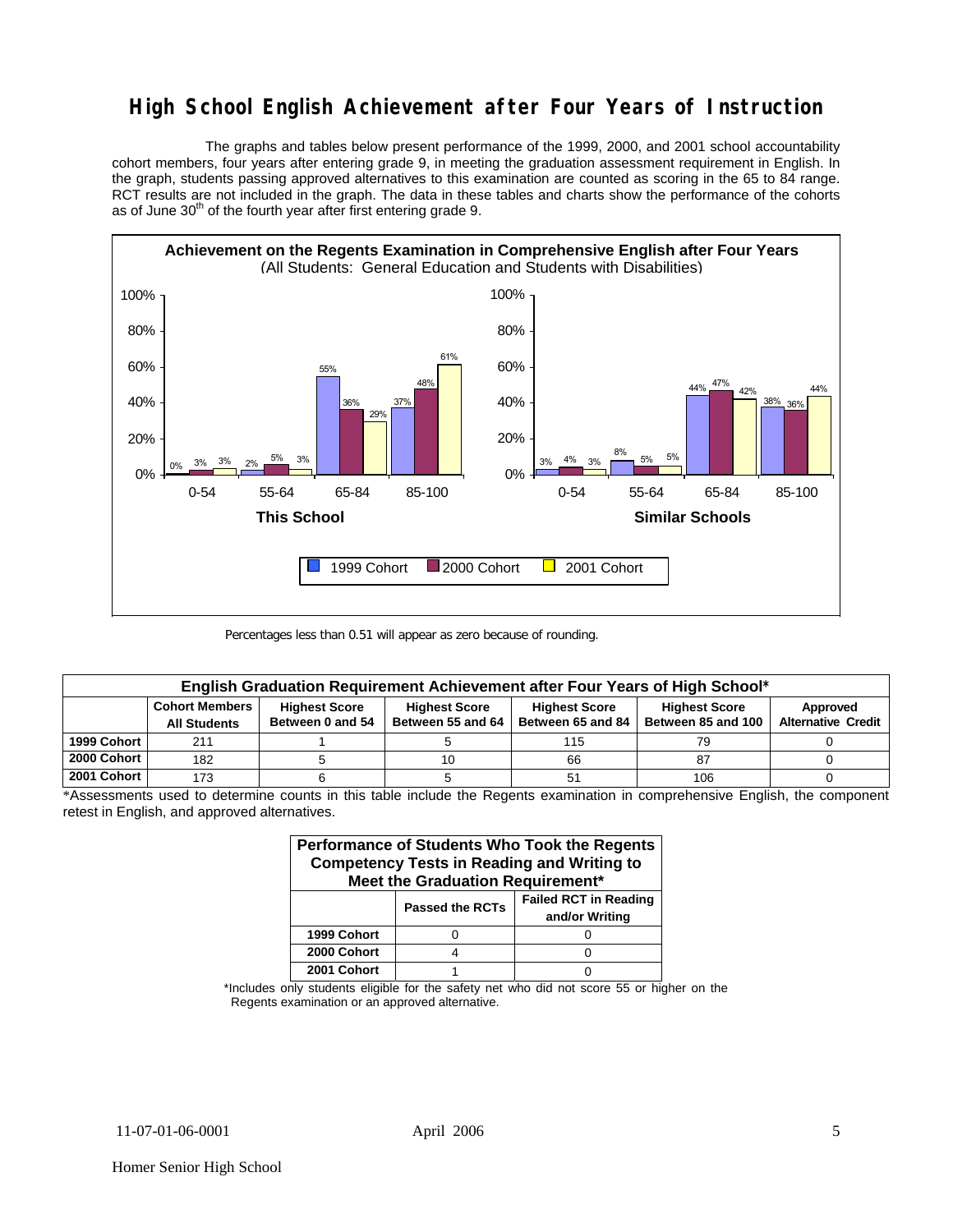# High School English Achievement after Four Years of Instruction

The graphs and tables below present performance of the 1999, 2000, and 2001 school accountability cohort members, four years after entering grade 9, in meeting the graduation assessment requirement in English. In the graph, students passing approved alternatives to this examination are counted as scoring in the 65 to 84 range. RCT results are not included in the graph. The data in these tables and charts show the performance of the cohorts as of June 30th of the fourth year after first entering grade 9.

**Achievement on the Regents Examination in Comprehensive English after Four Years**
(All Students: General Education and Students with Disabilities)

**This School**

| | 0-54 | 55-64 | 65-84 | 85-100 |
|---|---|---|---|---|
| 1999 Cohort | 0% | 2% | 55% | 37% |
| 2000 Cohort | 3% | 5% | 36% | 48% |
| 2001 Cohort | 3% | 3% | 29% | 61% |

**Similar Schools**

| | 0-54 | 55-64 | 65-84 | 85-100 |
|---|---|---|---|---|
| 1999 Cohort | 3% | 8% | 44% | 38% |
| 2000 Cohort | 4% | 5% | 47% | 36% |
| 2001 Cohort | 3% | 5% | 42% | 44% |

Percentages less than 0.51 will appear as zero because of rounding.

| English Graduation Requirement Achievement after Four Years of High School* | | | | | | |
|---|---|---|---|---|---|---|
| | Cohort Members All Students | Highest Score Between 0 and 54 | Highest Score Between 55 and 64 | Highest Score Between 65 and 84 | Highest Score Between 85 and 100 | Approved Alternative Credit |
| 1999 Cohort | 211 | 1 | 5 | 115 | 79 | 0 |
| 2000 Cohort | 182 | 5 | 10 | 66 | 87 | 0 |
| 2001 Cohort | 173 | 6 | 5 | 51 | 106 | 0 |

*Assessments used to determine counts in this table include the Regents examination in comprehensive English, the component retest in English, and approved alternatives.

| Performance of Students Who Took the Regents Competency Tests in Reading and Writing to Meet the Graduation Requirement* | | |
|---|---|---|
| | Passed the RCTs | Failed RCT in Reading and/or Writing |
| 1999 Cohort | 0 | 0 |
| 2000 Cohort | 4 | 0 |
| 2001 Cohort | 1 | 0 |

*Includes only students eligible for the safety net who did not score 55 or higher on the Regents examination or an approved alternative.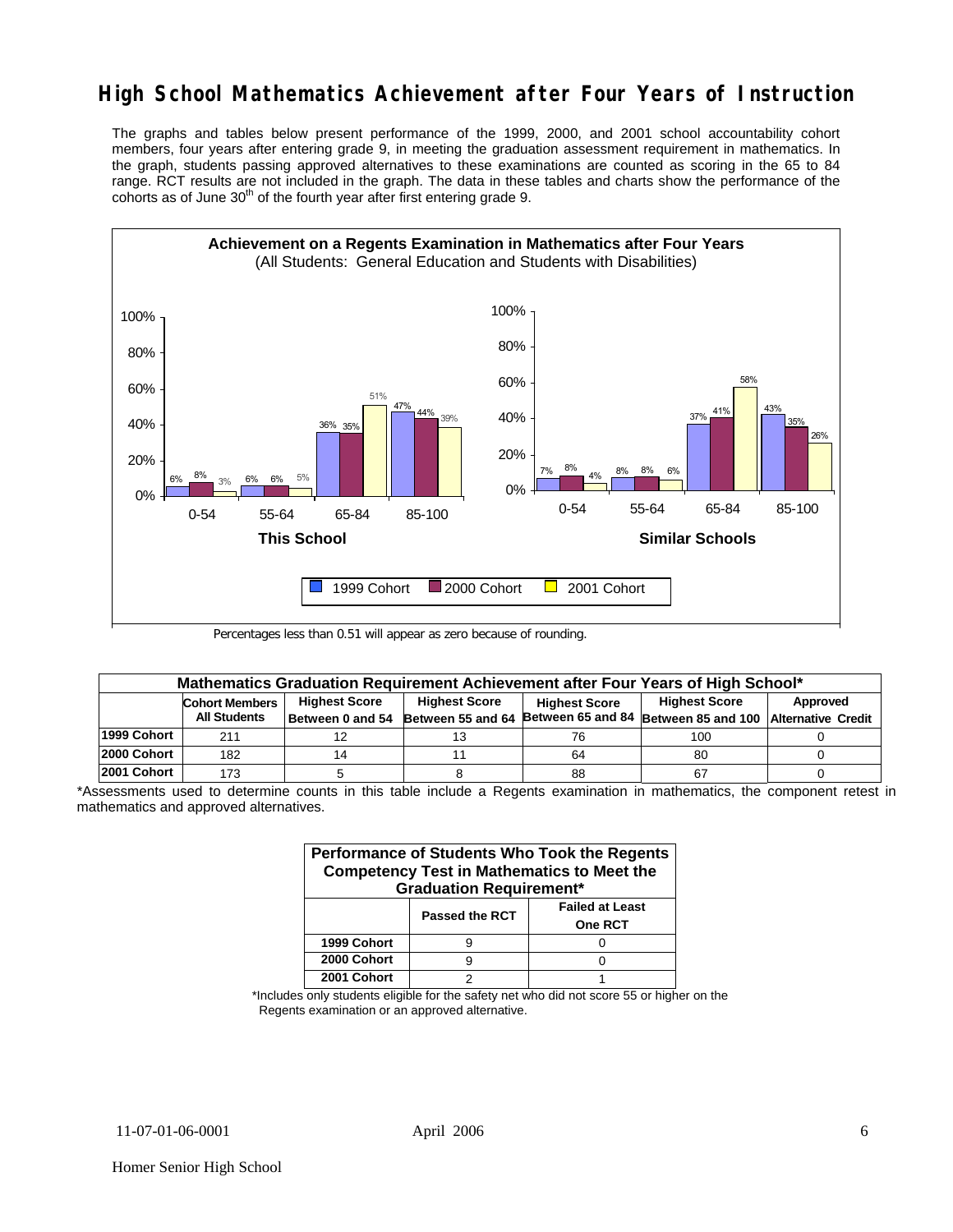# High School Mathematics Achievement after Four Years of Instruction

The graphs and tables below present performance of the 1999, 2000, and 2001 school accountability cohort members, four years after entering grade 9, in meeting the graduation assessment requirement in mathematics. In the graph, students passing approved alternatives to these examinations are counted as scoring in the 65 to 84 range. RCT results are not included in the graph. The data in these tables and charts show the performance of the cohorts as of June 30th of the fourth year after first entering grade 9.

**Achievement on a Regents Examination in Mathematics after Four Years**
(All Students: General Education and Students with Disabilities)

**This School**

| Score Range | 1999 Cohort | 2000 Cohort | 2001 Cohort |
|---|---|---|---|
| 0-54 | 6% | 8% | 3% |
| 55-64 | 6% | 6% | 5% |
| 65-84 | 36% | 35% | 51% |
| 85-100 | 47% | 44% | 39% |

**Similar Schools**

| Score Range | 1999 Cohort | 2000 Cohort | 2001 Cohort |
|---|---|---|---|
| 0-54 | 7% | 8% | 4% |
| 55-64 | 8% | 8% | 6% |
| 65-84 | 37% | 41% | 58% |
| 85-100 | 43% | 35% | 26% |

Percentages less than 0.51 will appear as zero because of rounding.

| Mathematics Graduation Requirement Achievement after Four Years of High School* | | | | | | |
|---|---|---|---|---|---|---|
| | Cohort Members All Students | Highest Score Between 0 and 54 | Highest Score Between 55 and 64 | Highest Score Between 65 and 84 | Highest Score Between 85 and 100 | Approved Alternative Credit |
| 1999 Cohort | 211 | 12 | 13 | 76 | 100 | 0 |
| 2000 Cohort | 182 | 14 | 11 | 64 | 80 | 0 |
| 2001 Cohort | 173 | 5 | 8 | 88 | 67 | 0 |

*Assessments used to determine counts in this table include a Regents examination in mathematics, the component retest in mathematics and approved alternatives.

| Performance of Students Who Took the Regents Competency Test in Mathematics to Meet the Graduation Requirement* | | |
|---|---|---|
| | Passed the RCT | Failed at Least One RCT |
| 1999 Cohort | 9 | 0 |
| 2000 Cohort | 9 | 0 |
| 2001 Cohort | 2 | 1 |

*Includes only students eligible for the safety net who did not score 55 or higher on the Regents examination or an approved alternative.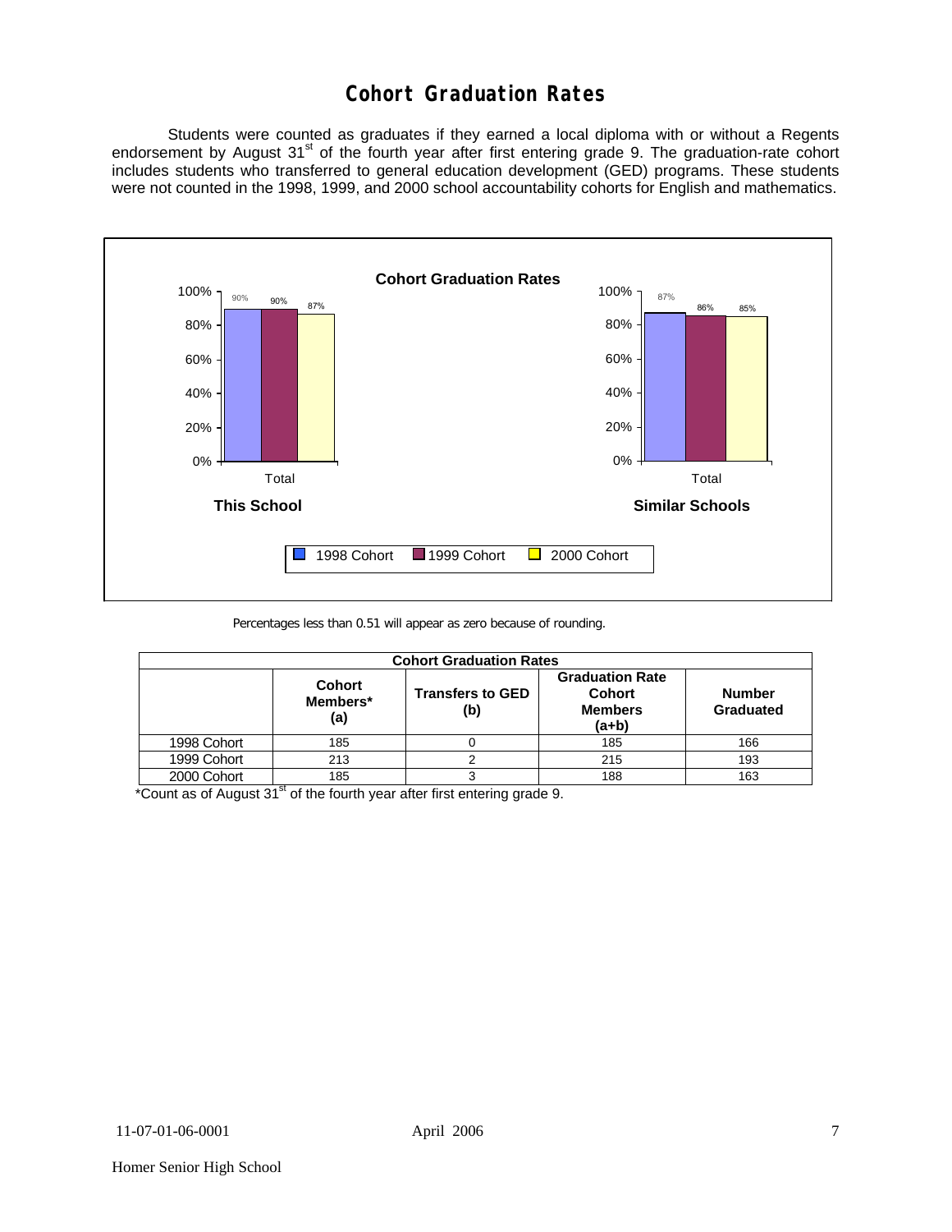# Cohort Graduation Rates

Students were counted as graduates if they earned a local diploma with or without a Regents endorsement by August 31st of the fourth year after first entering grade 9. The graduation-rate cohort includes students who transferred to general education development (GED) programs. These students were not counted in the 1998, 1999, and 2000 school accountability cohorts for English and mathematics.

**Cohort Graduation Rates**

| | 1998 Cohort | 1999 Cohort | 2000 Cohort |
|---|---|---|---|
| This School (Total) | 90% | 90% | 87% |
| Similar Schools (Total) | 87% | 86% | 85% |

Percentages less than 0.51 will appear as zero because of rounding.

| Cohort Graduation Rates | | | | |
|---|---|---|---|---|
| | Cohort Members* (a) | Transfers to GED (b) | Graduation Rate Cohort Members (a+b) | Number Graduated |
| 1998 Cohort | 185 | 0 | 185 | 166 |
| 1999 Cohort | 213 | 2 | 215 | 193 |
| 2000 Cohort | 185 | 3 | 188 | 163 |

*Count as of August 31st of the fourth year after first entering grade 9.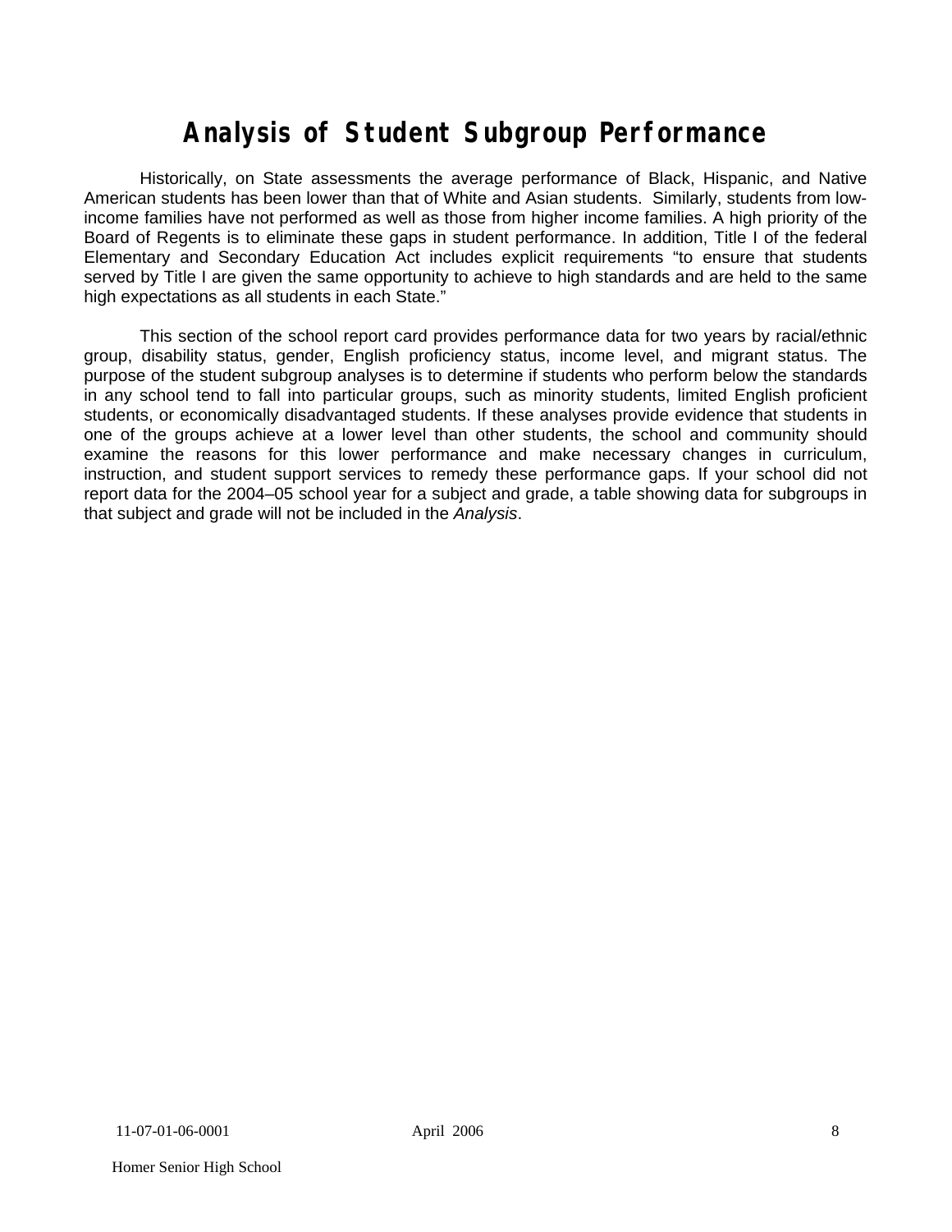# Analysis of Student Subgroup Performance

Historically, on State assessments the average performance of Black, Hispanic, and Native American students has been lower than that of White and Asian students. Similarly, students from low-income families have not performed as well as those from higher income families. A high priority of the Board of Regents is to eliminate these gaps in student performance. In addition, Title I of the federal Elementary and Secondary Education Act includes explicit requirements "to ensure that students served by Title I are given the same opportunity to achieve to high standards and are held to the same high expectations as all students in each State."

This section of the school report card provides performance data for two years by racial/ethnic group, disability status, gender, English proficiency status, income level, and migrant status. The purpose of the student subgroup analyses is to determine if students who perform below the standards in any school tend to fall into particular groups, such as minority students, limited English proficient students, or economically disadvantaged students. If these analyses provide evidence that students in one of the groups achieve at a lower level than other students, the school and community should examine the reasons for this lower performance and make necessary changes in curriculum, instruction, and student support services to remedy these performance gaps. If your school did not report data for the 2004–05 school year for a subject and grade, a table showing data for subgroups in that subject and grade will not be included in the *Analysis*.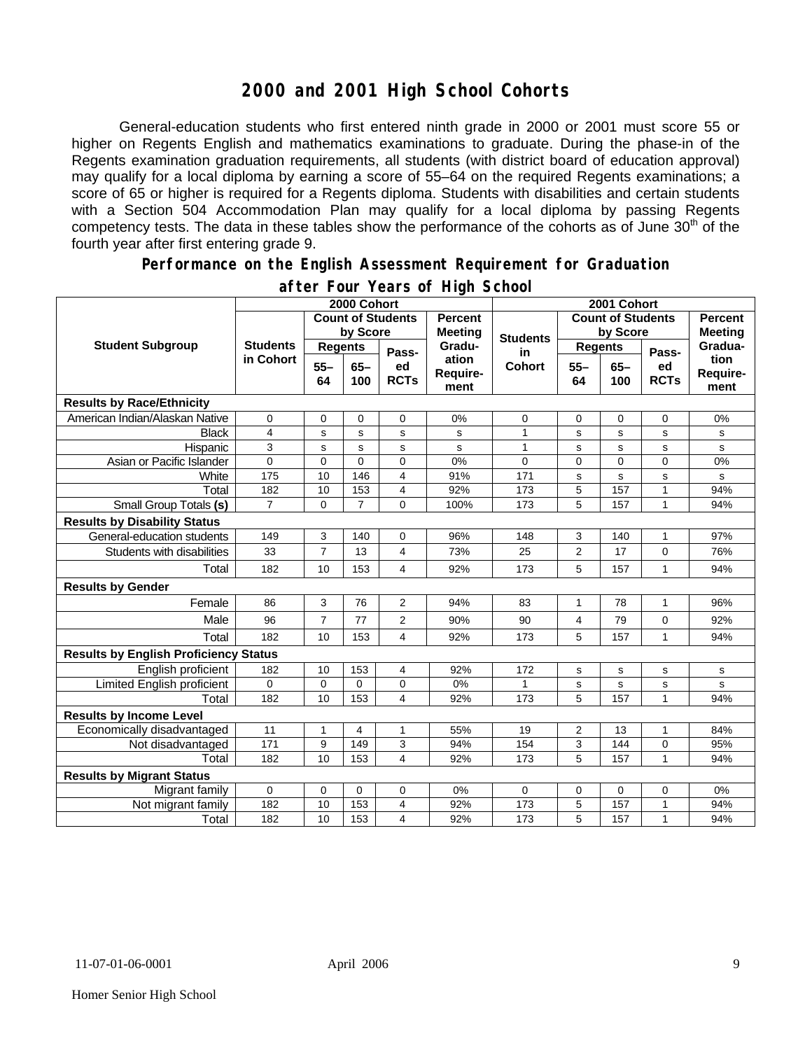# 2000 and 2001 High School Cohorts

General-education students who first entered ninth grade in 2000 or 2001 must score 55 or higher on Regents English and mathematics examinations to graduate. During the phase-in of the Regents examination graduation requirements, all students (with district board of education approval) may qualify for a local diploma by earning a score of 55–64 on the required Regents examinations; a score of 65 or higher is required for a Regents diploma. Students with disabilities and certain students with a Section 504 Accommodation Plan may qualify for a local diploma by passing Regents competency tests. The data in these tables show the performance of the cohorts as of June 30th of the fourth year after first entering grade 9.

## Performance on the English Assessment Requirement for Graduation after Four Years of High School

| Student Subgroup | 2000 Cohort | | | | | 2001 Cohort | | | | |
|---|---|---|---|---|---|---|---|---|---|---|
| | Students in Cohort | Count of Students by Score | | | Percent Meeting Graduation Requirement | Students in Cohort | Count of Students by Score | | | Percent Meeting Graduation Requirement |
| | | Regents 55–64 | Regents 65–100 | Passed RCTs | | | Regents 55–64 | Regents 65–100 | Passed RCTs | |
| **Results by Race/Ethnicity** | | | | | | | | | | |
| American Indian/Alaskan Native | 0 | 0 | 0 | 0 | 0% | 0 | 0 | 0 | 0 | 0% |
| Black | 4 | s | s | s | s | 1 | s | s | s | s |
| Hispanic | 3 | s | s | s | s | 1 | s | s | s | s |
| Asian or Pacific Islander | 0 | 0 | 0 | 0 | 0% | 0 | 0 | 0 | 0 | 0% |
| White | 175 | 10 | 146 | 4 | 91% | 171 | s | s | s | s |
| Total | 182 | 10 | 153 | 4 | 92% | 173 | 5 | 157 | 1 | 94% |
| Small Group Totals **(s)** | 7 | 0 | 7 | 0 | 100% | 173 | 5 | 157 | 1 | 94% |
| **Results by Disability Status** | | | | | | | | | | |
| General-education students | 149 | 3 | 140 | 0 | 96% | 148 | 3 | 140 | 1 | 97% |
| Students with disabilities | 33 | 7 | 13 | 4 | 73% | 25 | 2 | 17 | 0 | 76% |
| Total | 182 | 10 | 153 | 4 | 92% | 173 | 5 | 157 | 1 | 94% |
| **Results by Gender** | | | | | | | | | | |
| Female | 86 | 3 | 76 | 2 | 94% | 83 | 1 | 78 | 1 | 96% |
| Male | 96 | 7 | 77 | 2 | 90% | 90 | 4 | 79 | 0 | 92% |
| Total | 182 | 10 | 153 | 4 | 92% | 173 | 5 | 157 | 1 | 94% |
| **Results by English Proficiency Status** | | | | | | | | | | |
| English proficient | 182 | 10 | 153 | 4 | 92% | 172 | s | s | s | s |
| Limited English proficient | 0 | 0 | 0 | 0 | 0% | 1 | s | s | s | s |
| Total | 182 | 10 | 153 | 4 | 92% | 173 | 5 | 157 | 1 | 94% |
| **Results by Income Level** | | | | | | | | | | |
| Economically disadvantaged | 11 | 1 | 4 | 1 | 55% | 19 | 2 | 13 | 1 | 84% |
| Not disadvantaged | 171 | 9 | 149 | 3 | 94% | 154 | 3 | 144 | 0 | 95% |
| Total | 182 | 10 | 153 | 4 | 92% | 173 | 5 | 157 | 1 | 94% |
| **Results by Migrant Status** | | | | | | | | | | |
| Migrant family | 0 | 0 | 0 | 0 | 0% | 0 | 0 | 0 | 0 | 0% |
| Not migrant family | 182 | 10 | 153 | 4 | 92% | 173 | 5 | 157 | 1 | 94% |
| Total | 182 | 10 | 153 | 4 | 92% | 173 | 5 | 157 | 1 | 94% |

11-07-01-06-0001 April 2006

Homer Senior High School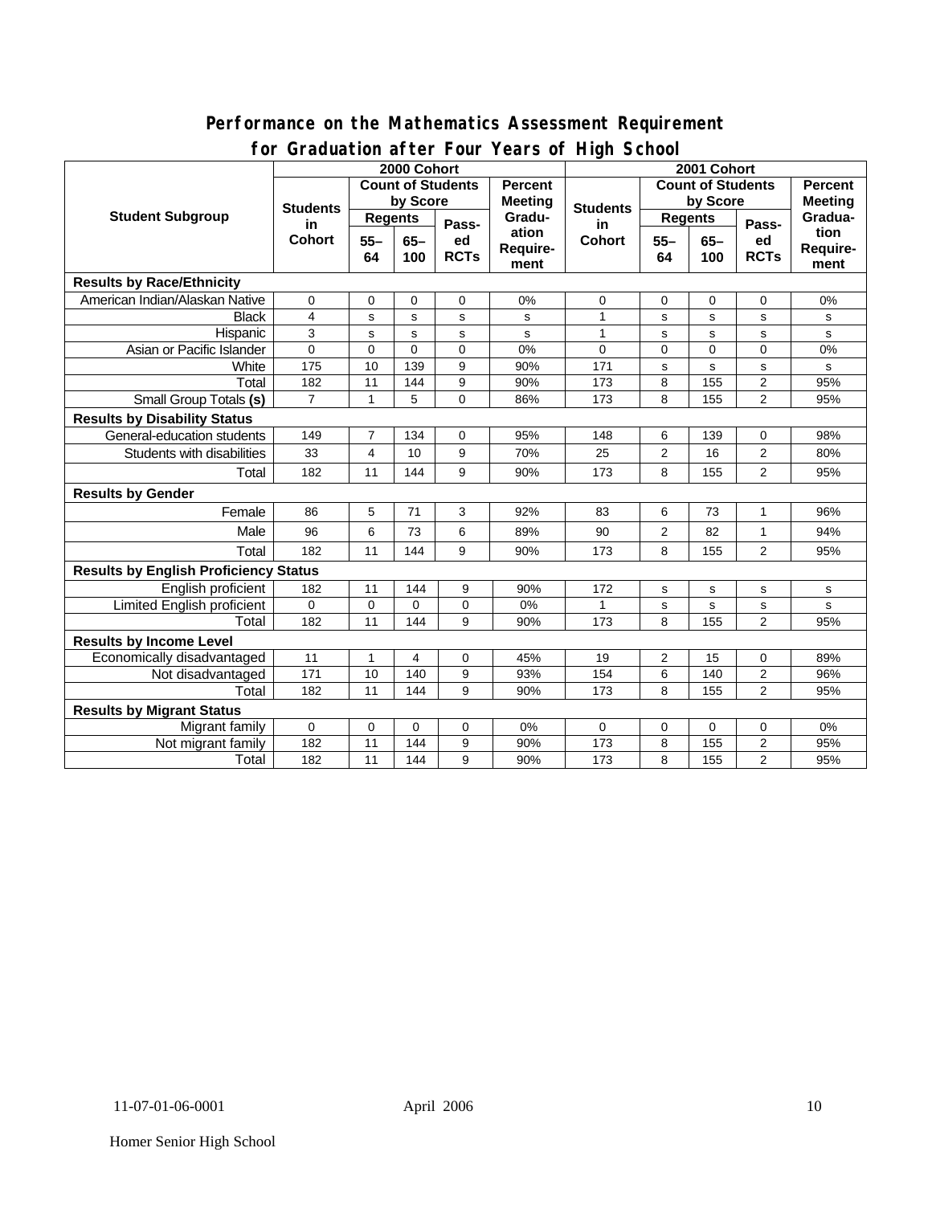## Performance on the Mathematics Assessment Requirement for Graduation after Four Years of High School

| Student Subgroup | 2000 Cohort | | | | | 2001 Cohort | | | | |
|---|---|---|---|---|---|---|---|---|---|---|
| | Students in Cohort | Count of Students by Score | | | Percent Meeting Graduation Requirement | Students in Cohort | Count of Students by Score | | | Percent Meeting Graduation Requirement |
| | | Regents | | Passed RCTs | | | Regents | | Passed RCTs | |
| | | 55–64 | 65–100 | | | | 55–64 | 65–100 | | |
| **Results by Race/Ethnicity** | | | | | | | | | | |
| American Indian/Alaskan Native | 0 | 0 | 0 | 0 | 0% | 0 | 0 | 0 | 0 | 0% |
| Black | 4 | s | s | s | s | 1 | s | s | s | s |
| Hispanic | 3 | s | s | s | s | 1 | s | s | s | s |
| Asian or Pacific Islander | 0 | 0 | 0 | 0 | 0% | 0 | 0 | 0 | 0 | 0% |
| White | 175 | 10 | 139 | 9 | 90% | 171 | s | s | s | s |
| Total | 182 | 11 | 144 | 9 | 90% | 173 | 8 | 155 | 2 | 95% |
| Small Group Totals **(s)** | 7 | 1 | 5 | 0 | 86% | 173 | 8 | 155 | 2 | 95% |
| **Results by Disability Status** | | | | | | | | | | |
| General-education students | 149 | 7 | 134 | 0 | 95% | 148 | 6 | 139 | 0 | 98% |
| Students with disabilities | 33 | 4 | 10 | 9 | 70% | 25 | 2 | 16 | 2 | 80% |
| Total | 182 | 11 | 144 | 9 | 90% | 173 | 8 | 155 | 2 | 95% |
| **Results by Gender** | | | | | | | | | | |
| Female | 86 | 5 | 71 | 3 | 92% | 83 | 6 | 73 | 1 | 96% |
| Male | 96 | 6 | 73 | 6 | 89% | 90 | 2 | 82 | 1 | 94% |
| Total | 182 | 11 | 144 | 9 | 90% | 173 | 8 | 155 | 2 | 95% |
| **Results by English Proficiency Status** | | | | | | | | | | |
| English proficient | 182 | 11 | 144 | 9 | 90% | 172 | s | s | s | s |
| Limited English proficient | 0 | 0 | 0 | 0 | 0% | 1 | s | s | s | s |
| Total | 182 | 11 | 144 | 9 | 90% | 173 | 8 | 155 | 2 | 95% |
| **Results by Income Level** | | | | | | | | | | |
| Economically disadvantaged | 11 | 1 | 4 | 0 | 45% | 19 | 2 | 15 | 0 | 89% |
| Not disadvantaged | 171 | 10 | 140 | 9 | 93% | 154 | 6 | 140 | 2 | 96% |
| Total | 182 | 11 | 144 | 9 | 90% | 173 | 8 | 155 | 2 | 95% |
| **Results by Migrant Status** | | | | | | | | | | |
| Migrant family | 0 | 0 | 0 | 0 | 0% | 0 | 0 | 0 | 0 | 0% |
| Not migrant family | 182 | 11 | 144 | 9 | 90% | 173 | 8 | 155 | 2 | 95% |
| Total | 182 | 11 | 144 | 9 | 90% | 173 | 8 | 155 | 2 | 95% |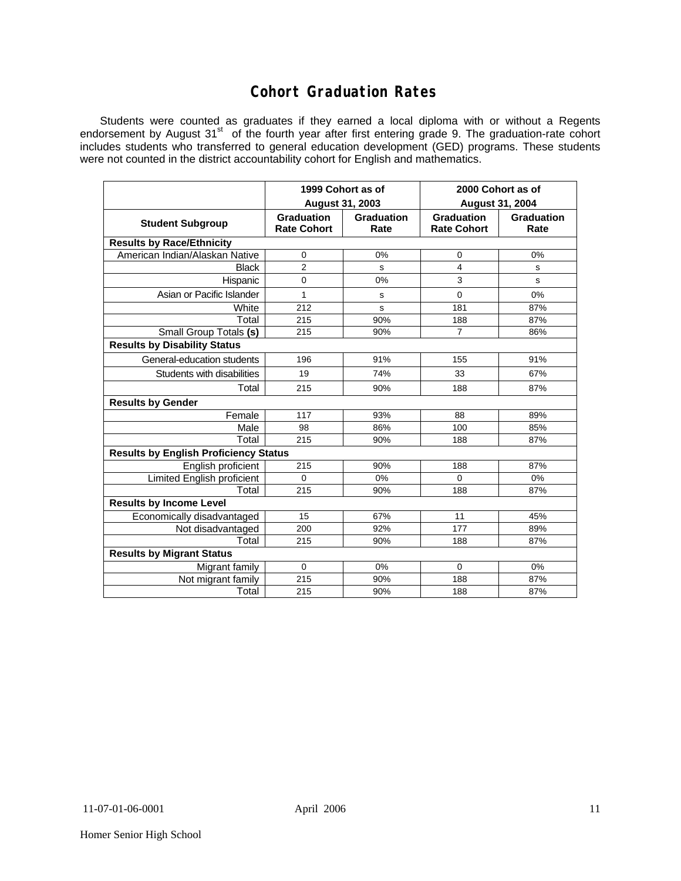# Cohort Graduation Rates

Students were counted as graduates if they earned a local diploma with or without a Regents endorsement by August 31st of the fourth year after first entering grade 9. The graduation-rate cohort includes students who transferred to general education development (GED) programs. These students were not counted in the district accountability cohort for English and mathematics.

| | 1999 Cohort as of August 31, 2003 | | 2000 Cohort as of August 31, 2004 | |
|---|---|---|---|---|
| **Student Subgroup** | **Graduation Rate Cohort** | **Graduation Rate** | **Graduation Rate Cohort** | **Graduation Rate** |
| **Results by Race/Ethnicity** | | | | |
| American Indian/Alaskan Native | 0 | 0% | 0 | 0% |
| Black | 2 | s | 4 | s |
| Hispanic | 0 | 0% | 3 | s |
| Asian or Pacific Islander | 1 | s | 0 | 0% |
| White | 212 | s | 181 | 87% |
| Total | 215 | 90% | 188 | 87% |
| Small Group Totals **(s)** | 215 | 90% | 7 | 86% |
| **Results by Disability Status** | | | | |
| General-education students | 196 | 91% | 155 | 91% |
| Students with disabilities | 19 | 74% | 33 | 67% |
| Total | 215 | 90% | 188 | 87% |
| **Results by Gender** | | | | |
| Female | 117 | 93% | 88 | 89% |
| Male | 98 | 86% | 100 | 85% |
| Total | 215 | 90% | 188 | 87% |
| **Results by English Proficiency Status** | | | | |
| English proficient | 215 | 90% | 188 | 87% |
| Limited English proficient | 0 | 0% | 0 | 0% |
| Total | 215 | 90% | 188 | 87% |
| **Results by Income Level** | | | | |
| Economically disadvantaged | 15 | 67% | 11 | 45% |
| Not disadvantaged | 200 | 92% | 177 | 89% |
| Total | 215 | 90% | 188 | 87% |
| **Results by Migrant Status** | | | | |
| Migrant family | 0 | 0% | 0 | 0% |
| Not migrant family | 215 | 90% | 188 | 87% |
| Total | 215 | 90% | 188 | 87% |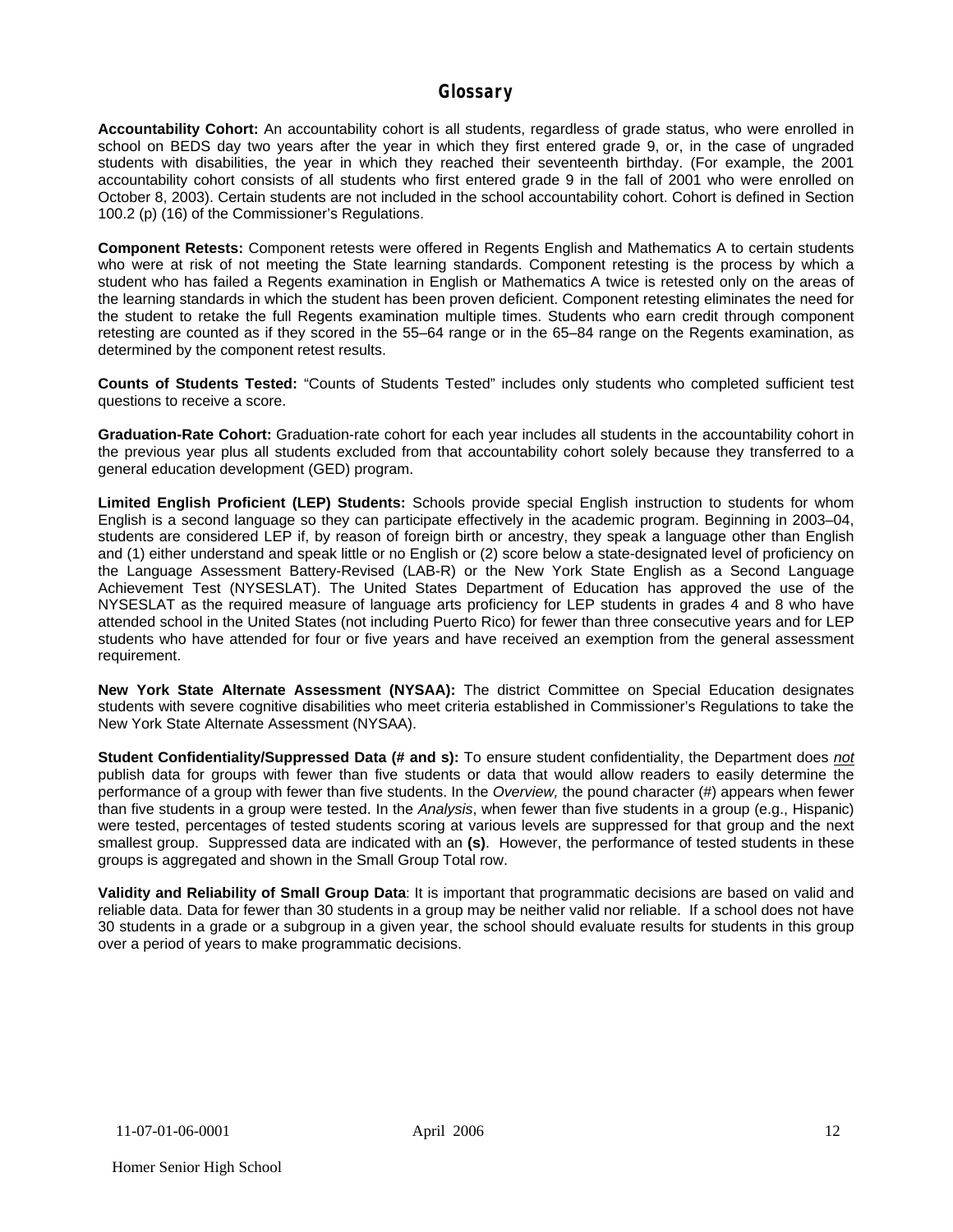# Glossary

**Accountability Cohort:** An accountability cohort is all students, regardless of grade status, who were enrolled in school on BEDS day two years after the year in which they first entered grade 9, or, in the case of ungraded students with disabilities, the year in which they reached their seventeenth birthday. (For example, the 2001 accountability cohort consists of all students who first entered grade 9 in the fall of 2001 who were enrolled on October 8, 2003). Certain students are not included in the school accountability cohort. Cohort is defined in Section 100.2 (p) (16) of the Commissioner's Regulations.

**Component Retests:** Component retests were offered in Regents English and Mathematics A to certain students who were at risk of not meeting the State learning standards. Component retesting is the process by which a student who has failed a Regents examination in English or Mathematics A twice is retested only on the areas of the learning standards in which the student has been proven deficient. Component retesting eliminates the need for the student to retake the full Regents examination multiple times. Students who earn credit through component retesting are counted as if they scored in the 55–64 range or in the 65–84 range on the Regents examination, as determined by the component retest results.

**Counts of Students Tested:** "Counts of Students Tested" includes only students who completed sufficient test questions to receive a score.

**Graduation-Rate Cohort:** Graduation-rate cohort for each year includes all students in the accountability cohort in the previous year plus all students excluded from that accountability cohort solely because they transferred to a general education development (GED) program.

**Limited English Proficient (LEP) Students:** Schools provide special English instruction to students for whom English is a second language so they can participate effectively in the academic program. Beginning in 2003–04, students are considered LEP if, by reason of foreign birth or ancestry, they speak a language other than English and (1) either understand and speak little or no English or (2) score below a state-designated level of proficiency on the Language Assessment Battery-Revised (LAB-R) or the New York State English as a Second Language Achievement Test (NYSESLAT). The United States Department of Education has approved the use of the NYSESLAT as the required measure of language arts proficiency for LEP students in grades 4 and 8 who have attended school in the United States (not including Puerto Rico) for fewer than three consecutive years and for LEP students who have attended for four or five years and have received an exemption from the general assessment requirement.

**New York State Alternate Assessment (NYSAA):** The district Committee on Special Education designates students with severe cognitive disabilities who meet criteria established in Commissioner's Regulations to take the New York State Alternate Assessment (NYSAA).

**Student Confidentiality/Suppressed Data (# and s):** To ensure student confidentiality, the Department does *not* publish data for groups with fewer than five students or data that would allow readers to easily determine the performance of a group with fewer than five students. In the *Overview,* the pound character (#) appears when fewer than five students in a group were tested. In the *Analysis*, when fewer than five students in a group (e.g., Hispanic) were tested, percentages of tested students scoring at various levels are suppressed for that group and the next smallest group. Suppressed data are indicated with an **(s)**. However, the performance of tested students in these groups is aggregated and shown in the Small Group Total row.

**Validity and Reliability of Small Group Data**: It is important that programmatic decisions are based on valid and reliable data. Data for fewer than 30 students in a group may be neither valid nor reliable. If a school does not have 30 students in a grade or a subgroup in a given year, the school should evaluate results for students in this group over a period of years to make programmatic decisions.